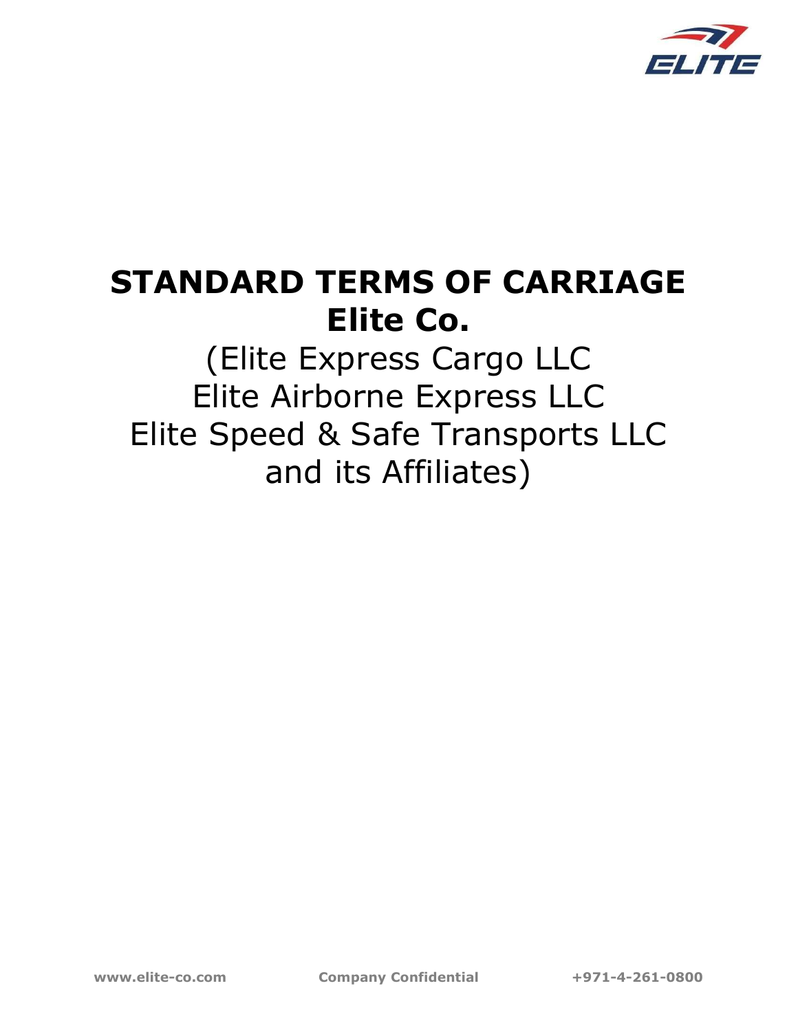# STANDARD TERMS OF CARRIAGE
# Elite Co.

(Elite Express Cargo LLC
Elite Airborne Express LLC
Elite Speed & Safe Transports LLC
and its Affiliates)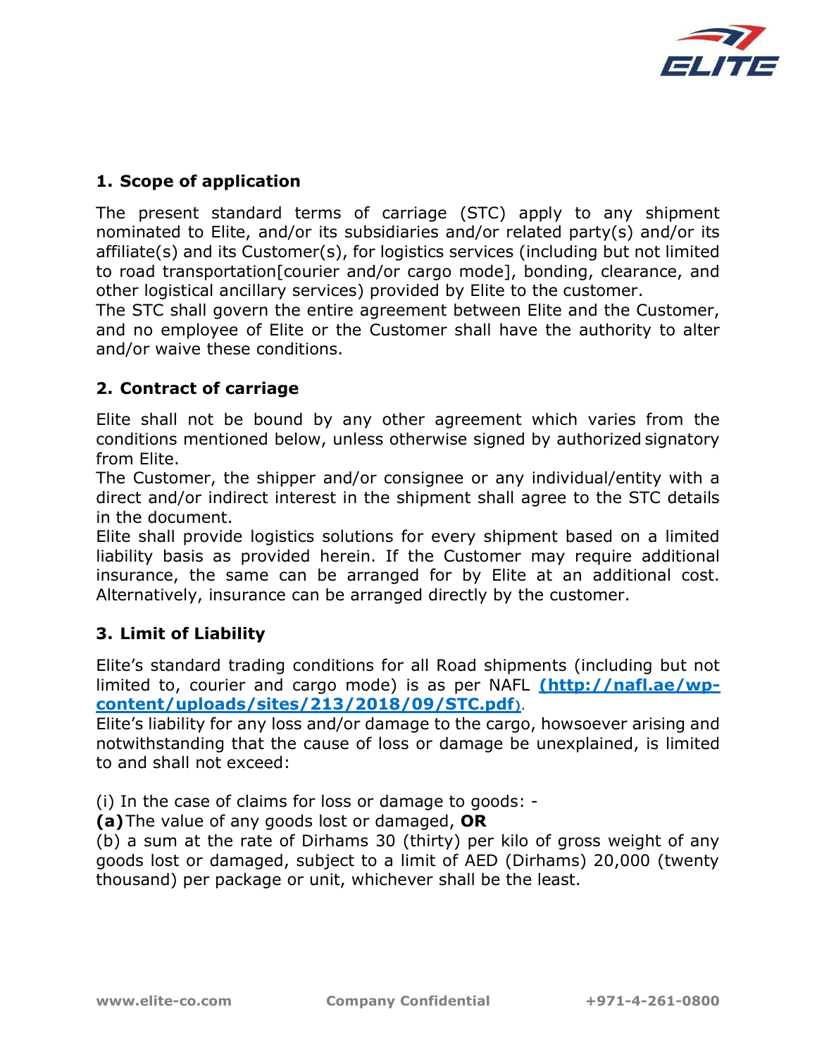## 1. Scope of application

The present standard terms of carriage (STC) apply to any shipment nominated to Elite, and/or its subsidiaries and/or related party(s) and/or its affiliate(s) and its Customer(s), for logistics services (including but not limited to road transportation[courier and/or cargo mode], bonding, clearance, and other logistical ancillary services) provided by Elite to the customer.
The STC shall govern the entire agreement between Elite and the Customer, and no employee of Elite or the Customer shall have the authority to alter and/or waive these conditions.

## 2. Contract of carriage

Elite shall not be bound by any other agreement which varies from the conditions mentioned below, unless otherwise signed by authorized signatory from Elite.
The Customer, the shipper and/or consignee or any individual/entity with a direct and/or indirect interest in the shipment shall agree to the STC details in the document.
Elite shall provide logistics solutions for every shipment based on a limited liability basis as provided herein. If the Customer may require additional insurance, the same can be arranged for by Elite at an additional cost. Alternatively, insurance can be arranged directly by the customer.

## 3. Limit of Liability

Elite's standard trading conditions for all Road shipments (including but not limited to, courier and cargo mode) is as per NAFL **(http://nafl.ae/wp-content/uploads/sites/213/2018/09/STC.pdf)**.
Elite's liability for any loss and/or damage to the cargo, howsoever arising and notwithstanding that the cause of loss or damage be unexplained, is limited to and shall not exceed:

(i) In the case of claims for loss or damage to goods: -
**(a)** The value of any goods lost or damaged, **OR**
(b) a sum at the rate of Dirhams 30 (thirty) per kilo of gross weight of any goods lost or damaged, subject to a limit of AED (Dirhams) 20,000 (twenty thousand) per package or unit, whichever shall be the least.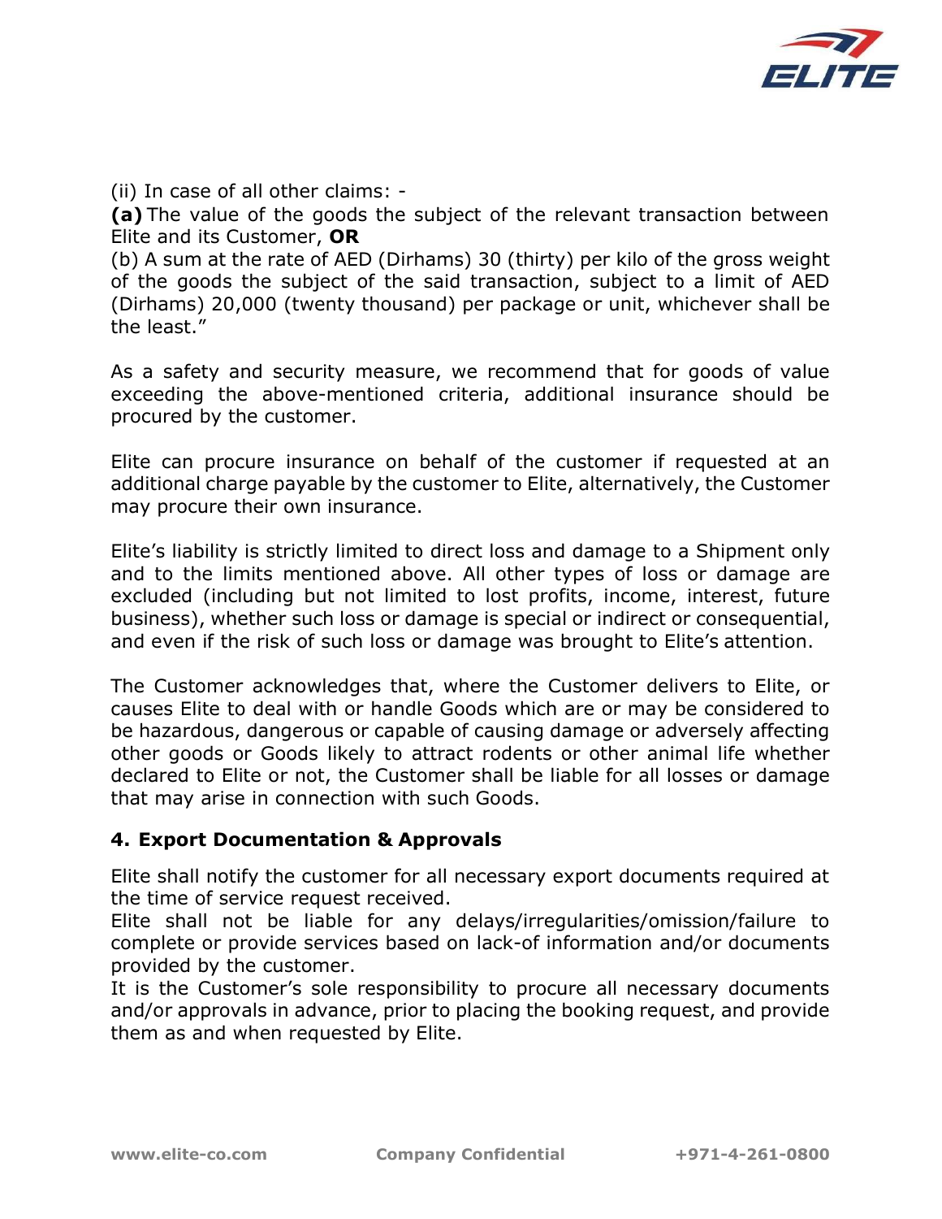(ii) In case of all other claims: -

**(a)** The value of the goods the subject of the relevant transaction between Elite and its Customer, **OR**

(b) A sum at the rate of AED (Dirhams) 30 (thirty) per kilo of the gross weight of the goods the subject of the said transaction, subject to a limit of AED (Dirhams) 20,000 (twenty thousand) per package or unit, whichever shall be the least."

As a safety and security measure, we recommend that for goods of value exceeding the above-mentioned criteria, additional insurance should be procured by the customer.

Elite can procure insurance on behalf of the customer if requested at an additional charge payable by the customer to Elite, alternatively, the Customer may procure their own insurance.

Elite's liability is strictly limited to direct loss and damage to a Shipment only and to the limits mentioned above. All other types of loss or damage are excluded (including but not limited to lost profits, income, interest, future business), whether such loss or damage is special or indirect or consequential, and even if the risk of such loss or damage was brought to Elite's attention.

The Customer acknowledges that, where the Customer delivers to Elite, or causes Elite to deal with or handle Goods which are or may be considered to be hazardous, dangerous or capable of causing damage or adversely affecting other goods or Goods likely to attract rodents or other animal life whether declared to Elite or not, the Customer shall be liable for all losses or damage that may arise in connection with such Goods.

## 4. Export Documentation & Approvals

Elite shall notify the customer for all necessary export documents required at the time of service request received.

Elite shall not be liable for any delays/irregularities/omission/failure to complete or provide services based on lack-of information and/or documents provided by the customer.

It is the Customer's sole responsibility to procure all necessary documents and/or approvals in advance, prior to placing the booking request, and provide them as and when requested by Elite.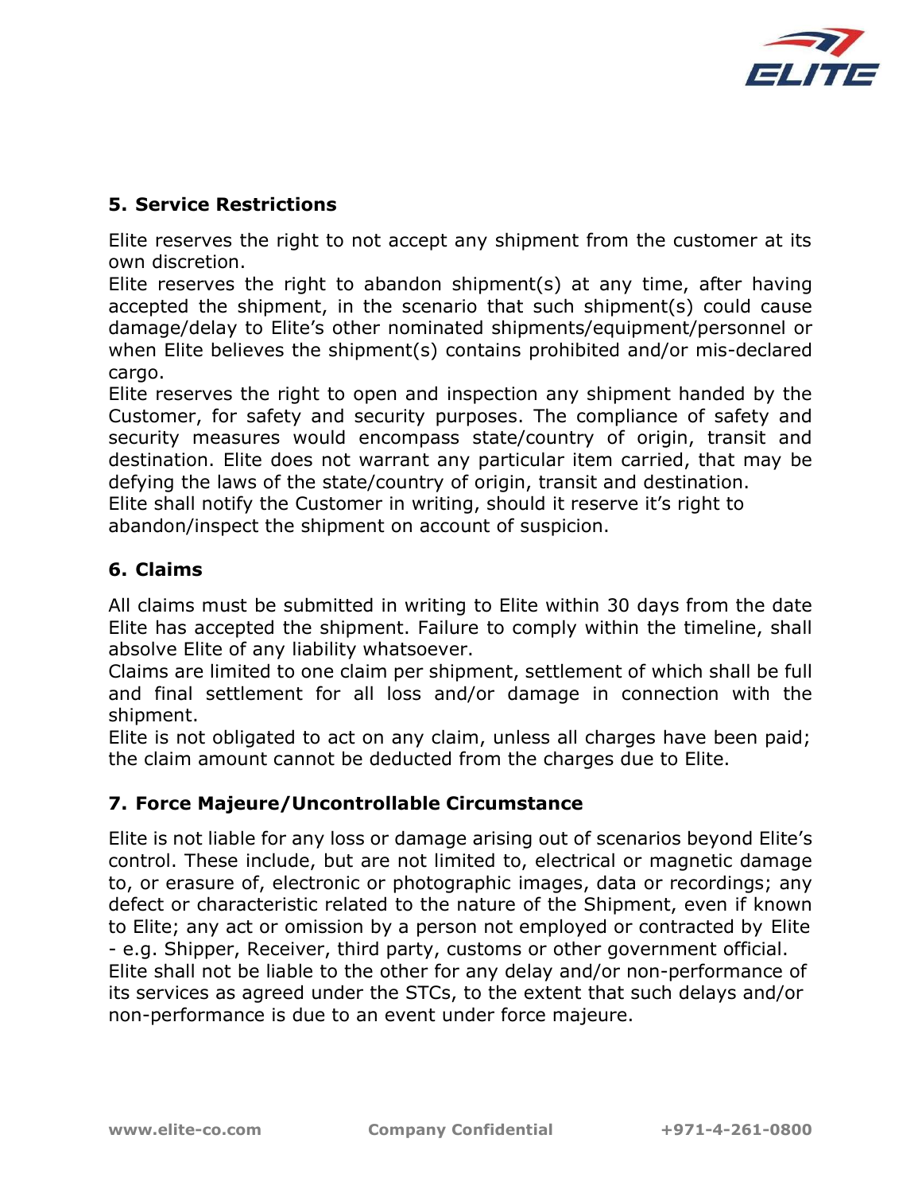## 5. Service Restrictions

Elite reserves the right to not accept any shipment from the customer at its own discretion.
Elite reserves the right to abandon shipment(s) at any time, after having accepted the shipment, in the scenario that such shipment(s) could cause damage/delay to Elite's other nominated shipments/equipment/personnel or when Elite believes the shipment(s) contains prohibited and/or mis-declared cargo.
Elite reserves the right to open and inspection any shipment handed by the Customer, for safety and security purposes. The compliance of safety and security measures would encompass state/country of origin, transit and destination. Elite does not warrant any particular item carried, that may be defying the laws of the state/country of origin, transit and destination.
Elite shall notify the Customer in writing, should it reserve it's right to abandon/inspect the shipment on account of suspicion.

## 6. Claims

All claims must be submitted in writing to Elite within 30 days from the date Elite has accepted the shipment. Failure to comply within the timeline, shall absolve Elite of any liability whatsoever.
Claims are limited to one claim per shipment, settlement of which shall be full and final settlement for all loss and/or damage in connection with the shipment.
Elite is not obligated to act on any claim, unless all charges have been paid; the claim amount cannot be deducted from the charges due to Elite.

## 7. Force Majeure/Uncontrollable Circumstance

Elite is not liable for any loss or damage arising out of scenarios beyond Elite's control. These include, but are not limited to, electrical or magnetic damage to, or erasure of, electronic or photographic images, data or recordings; any defect or characteristic related to the nature of the Shipment, even if known to Elite; any act or omission by a person not employed or contracted by Elite - e.g. Shipper, Receiver, third party, customs or other government official.
Elite shall not be liable to the other for any delay and/or non-performance of its services as agreed under the STCs, to the extent that such delays and/or non-performance is due to an event under force majeure.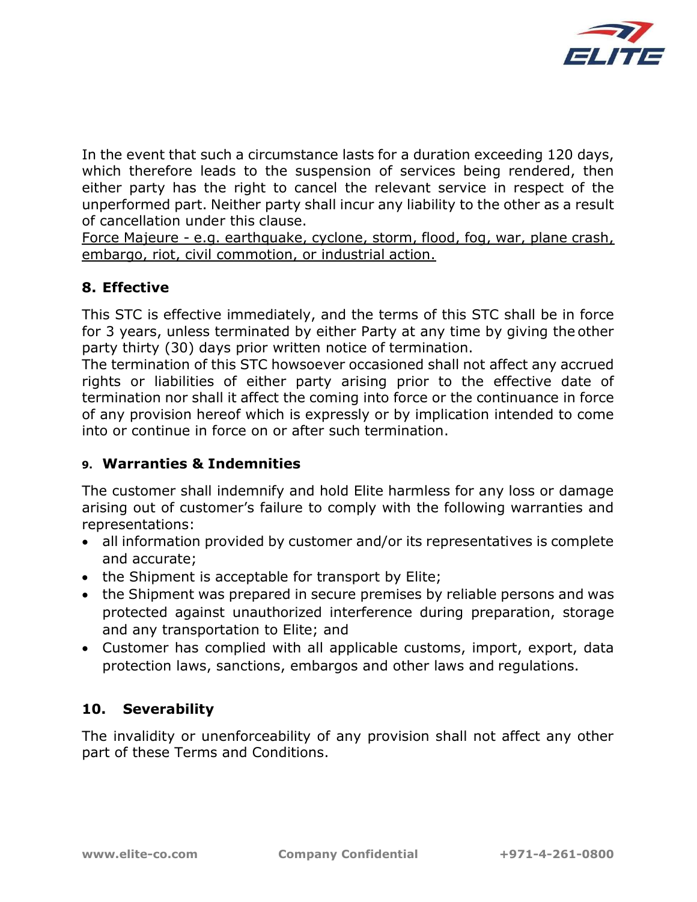In the event that such a circumstance lasts for a duration exceeding 120 days, which therefore leads to the suspension of services being rendered, then either party has the right to cancel the relevant service in respect of the unperformed part. Neither party shall incur any liability to the other as a result of cancellation under this clause.
<u>Force Majeure - e.g. earthquake, cyclone, storm, flood, fog, war, plane crash, embargo, riot, civil commotion, or industrial action.</u>

## 8. Effective

This STC is effective immediately, and the terms of this STC shall be in force for 3 years, unless terminated by either Party at any time by giving the other party thirty (30) days prior written notice of termination.
The termination of this STC howsoever occasioned shall not affect any accrued rights or liabilities of either party arising prior to the effective date of termination nor shall it affect the coming into force or the continuance in force of any provision hereof which is expressly or by implication intended to come into or continue in force on or after such termination.

## 9. Warranties & Indemnities

The customer shall indemnify and hold Elite harmless for any loss or damage arising out of customer's failure to comply with the following warranties and representations:

- all information provided by customer and/or its representatives is complete and accurate;
- the Shipment is acceptable for transport by Elite;
- the Shipment was prepared in secure premises by reliable persons and was protected against unauthorized interference during preparation, storage and any transportation to Elite; and
- Customer has complied with all applicable customs, import, export, data protection laws, sanctions, embargos and other laws and regulations.

## 10. Severability

The invalidity or unenforceability of any provision shall not affect any other part of these Terms and Conditions.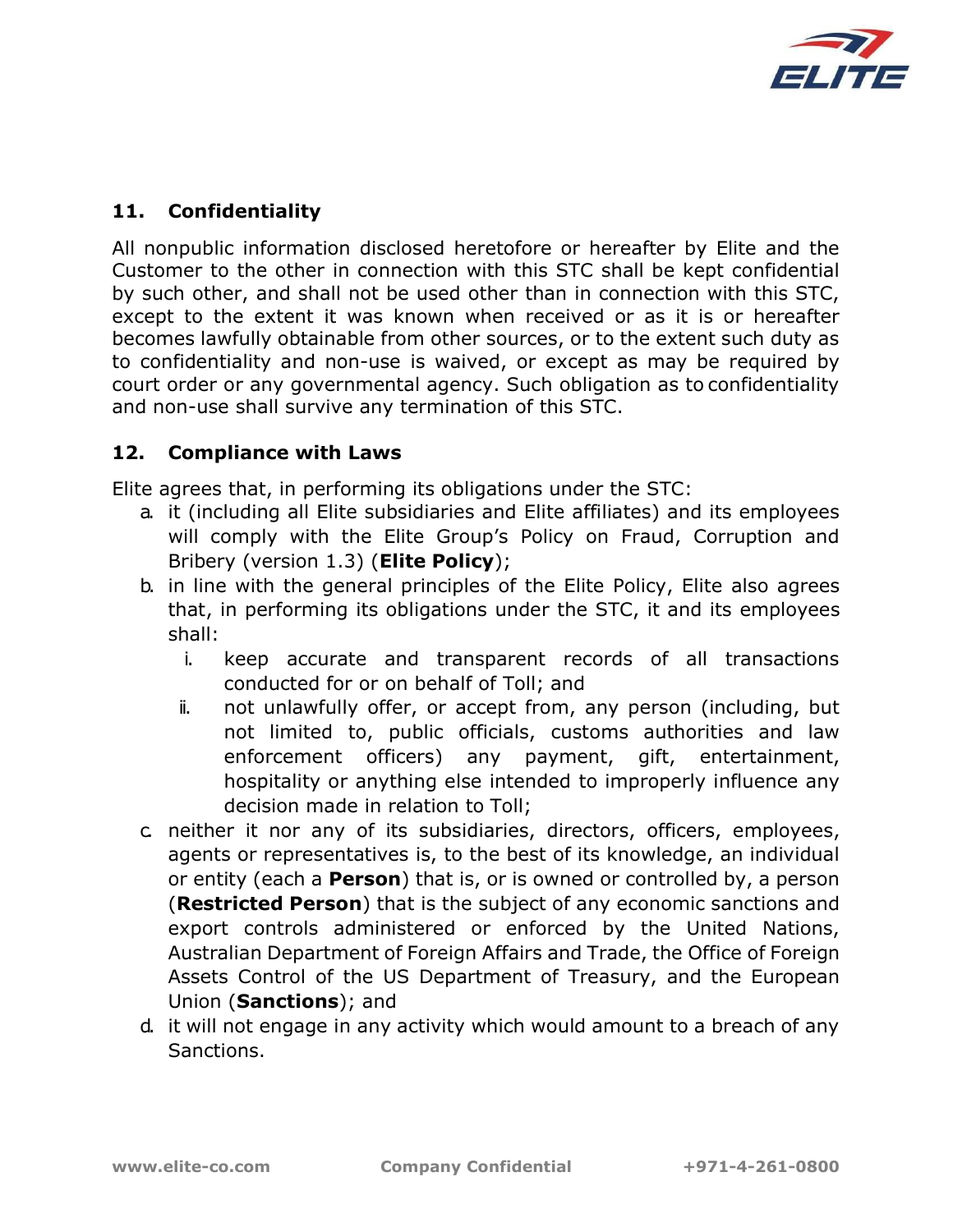## 11. Confidentiality

All nonpublic information disclosed heretofore or hereafter by Elite and the Customer to the other in connection with this STC shall be kept confidential by such other, and shall not be used other than in connection with this STC, except to the extent it was known when received or as it is or hereafter becomes lawfully obtainable from other sources, or to the extent such duty as to confidentiality and non-use is waived, or except as may be required by court order or any governmental agency. Such obligation as to confidentiality and non-use shall survive any termination of this STC.

## 12. Compliance with Laws

Elite agrees that, in performing its obligations under the STC:

a. it (including all Elite subsidiaries and Elite affiliates) and its employees will comply with the Elite Group's Policy on Fraud, Corruption and Bribery (version 1.3) (**Elite Policy**);

b. in line with the general principles of the Elite Policy, Elite also agrees that, in performing its obligations under the STC, it and its employees shall:

   i. keep accurate and transparent records of all transactions conducted for or on behalf of Toll; and

   ii. not unlawfully offer, or accept from, any person (including, but not limited to, public officials, customs authorities and law enforcement officers) any payment, gift, entertainment, hospitality or anything else intended to improperly influence any decision made in relation to Toll;

c. neither it nor any of its subsidiaries, directors, officers, employees, agents or representatives is, to the best of its knowledge, an individual or entity (each a **Person**) that is, or is owned or controlled by, a person (**Restricted Person**) that is the subject of any economic sanctions and export controls administered or enforced by the United Nations, Australian Department of Foreign Affairs and Trade, the Office of Foreign Assets Control of the US Department of Treasury, and the European Union (**Sanctions**); and

d. it will not engage in any activity which would amount to a breach of any Sanctions.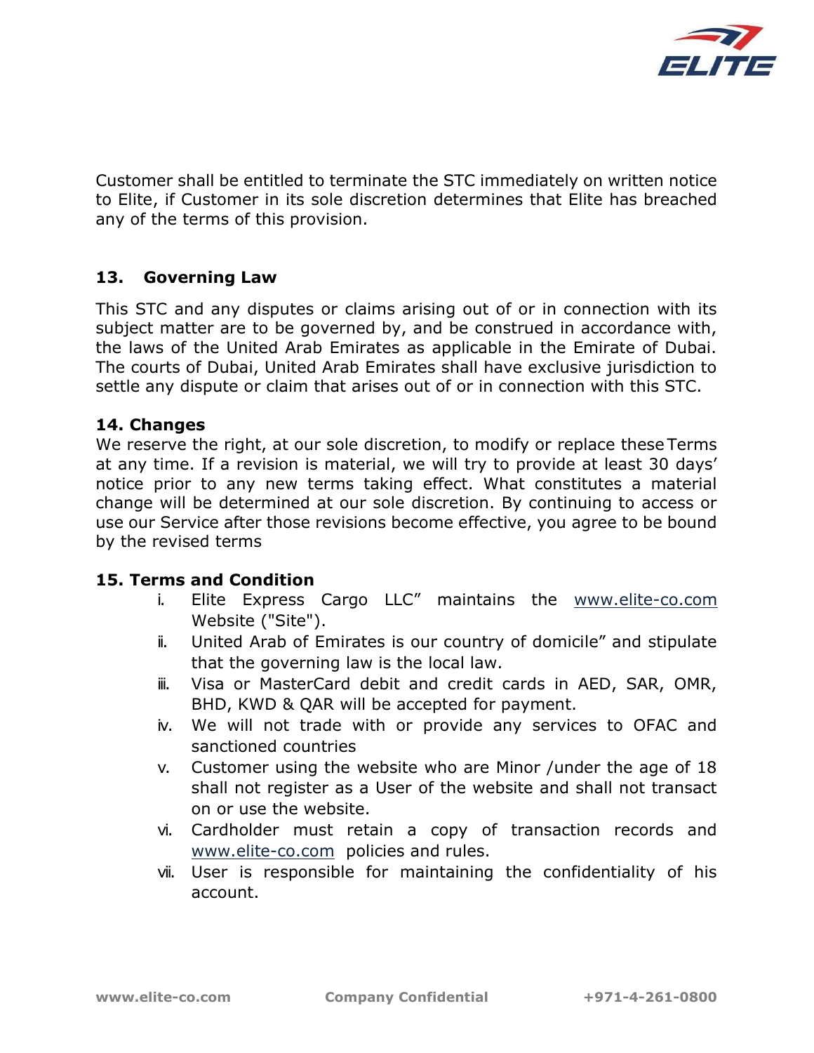Customer shall be entitled to terminate the STC immediately on written notice to Elite, if Customer in its sole discretion determines that Elite has breached any of the terms of this provision.

## 13. Governing Law

This STC and any disputes or claims arising out of or in connection with its subject matter are to be governed by, and be construed in accordance with, the laws of the United Arab Emirates as applicable in the Emirate of Dubai. The courts of Dubai, United Arab Emirates shall have exclusive jurisdiction to settle any dispute or claim that arises out of or in connection with this STC.

## 14. Changes

We reserve the right, at our sole discretion, to modify or replace these Terms at any time. If a revision is material, we will try to provide at least 30 days' notice prior to any new terms taking effect. What constitutes a material change will be determined at our sole discretion. By continuing to access or use our Service after those revisions become effective, you agree to be bound by the revised terms

## 15. Terms and Condition

i. Elite Express Cargo LLC" maintains the www.elite-co.com Website ("Site").
ii. United Arab of Emirates is our country of domicile" and stipulate that the governing law is the local law.
iii. Visa or MasterCard debit and credit cards in AED, SAR, OMR, BHD, KWD & QAR will be accepted for payment.
iv. We will not trade with or provide any services to OFAC and sanctioned countries
v. Customer using the website who are Minor /under the age of 18 shall not register as a User of the website and shall not transact on or use the website.
vi. Cardholder must retain a copy of transaction records and www.elite-co.com policies and rules.
vii. User is responsible for maintaining the confidentiality of his account.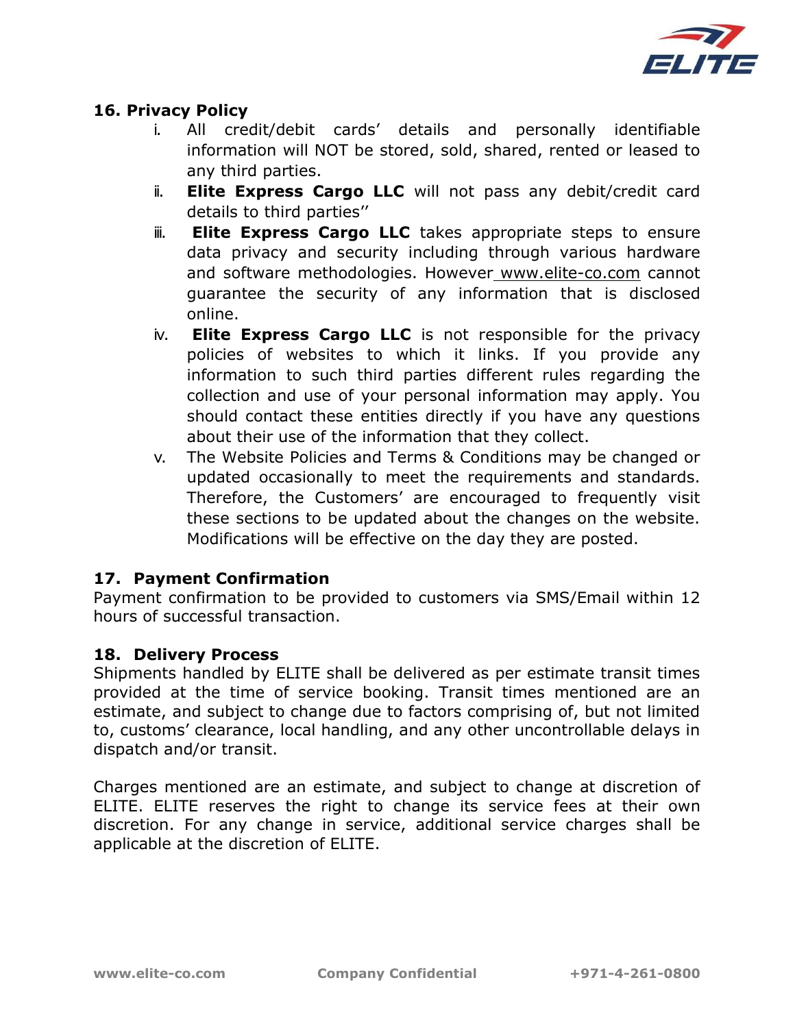## 16. Privacy Policy

i. All credit/debit cards' details and personally identifiable information will NOT be stored, sold, shared, rented or leased to any third parties.

ii. **Elite Express Cargo LLC** will not pass any debit/credit card details to third parties''

iii. **Elite Express Cargo LLC** takes appropriate steps to ensure data privacy and security including through various hardware and software methodologies. However www.elite-co.com cannot guarantee the security of any information that is disclosed online.

iv. **Elite Express Cargo LLC** is not responsible for the privacy policies of websites to which it links. If you provide any information to such third parties different rules regarding the collection and use of your personal information may apply. You should contact these entities directly if you have any questions about their use of the information that they collect.

v. The Website Policies and Terms & Conditions may be changed or updated occasionally to meet the requirements and standards. Therefore, the Customers' are encouraged to frequently visit these sections to be updated about the changes on the website. Modifications will be effective on the day they are posted.

## 17. Payment Confirmation

Payment confirmation to be provided to customers via SMS/Email within 12 hours of successful transaction.

## 18. Delivery Process

Shipments handled by ELITE shall be delivered as per estimate transit times provided at the time of service booking. Transit times mentioned are an estimate, and subject to change due to factors comprising of, but not limited to, customs' clearance, local handling, and any other uncontrollable delays in dispatch and/or transit.

Charges mentioned are an estimate, and subject to change at discretion of ELITE. ELITE reserves the right to change its service fees at their own discretion. For any change in service, additional service charges shall be applicable at the discretion of ELITE.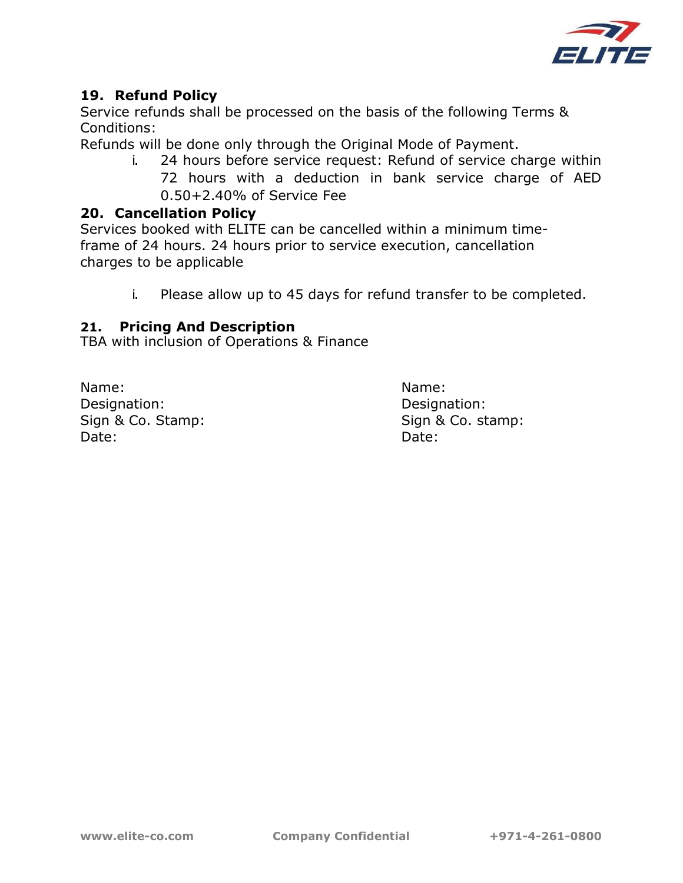## 19. Refund Policy

Service refunds shall be processed on the basis of the following Terms & Conditions:

Refunds will be done only through the Original Mode of Payment.

i. 24 hours before service request: Refund of service charge within 72 hours with a deduction in bank service charge of AED 0.50+2.40% of Service Fee

## 20. Cancellation Policy

Services booked with ELITE can be cancelled within a minimum time-frame of 24 hours. 24 hours prior to service execution, cancellation charges to be applicable

i. Please allow up to 45 days for refund transfer to be completed.

## 21. Pricing And Description

TBA with inclusion of Operations & Finance

Name:
Designation:
Sign & Co. Stamp:
Date:

Name:
Designation:
Sign & Co. stamp:
Date: